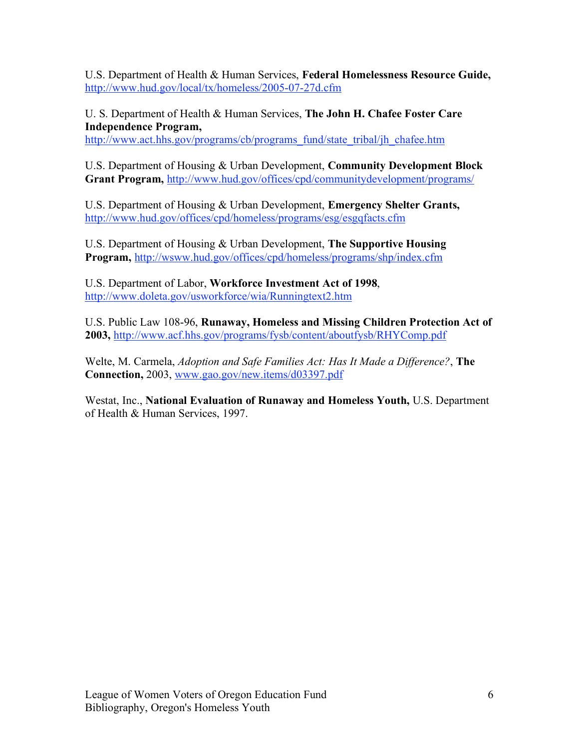U.S. Department of Health & Human Services, **Federal Homelessness Resource Guide,** http://www.hud.gov/local/tx/homeless/2005-07-27d.cfm

U. S. Department of Health & Human Services, **The John H. Chafee Foster Care Independence Program,** http://www.act.hhs.gov/programs/cb/programs_fund/state_tribal/jh_chafee.htm

U.S. Department of Housing & Urban Development, **Community Development Block Grant Program,** http://www.hud.gov/offices/cpd/communitydevelopment/programs/

U.S. Department of Housing & Urban Development, **Emergency Shelter Grants,** http://www.hud.gov/offices/cpd/homeless/programs/esg/esgqfacts.cfm

U.S. Department of Housing & Urban Development, **The Supportive Housing Program,** http://wsww.hud.gov/offices/cpd/homeless/programs/shp/index.cfm

U.S. Department of Labor, **Workforce Investment Act of 1998**, http://www.doleta.gov/usworkforce/wia/Runningtext2.htm

U.S. Public Law 108-96, **Runaway, Homeless and Missing Children Protection Act of 2003,** http://www.acf.hhs.gov/programs/fysb/content/aboutfysb/RHYComp.pdf

Welte, M. Carmela, *Adoption and Safe Families Act: Has It Made a Difference?*, **The Connection,** 2003, www.gao.gov/new.items/d03397.pdf

Westat, Inc., **National Evaluation of Runaway and Homeless Youth,** U.S. Department of Health & Human Services, 1997.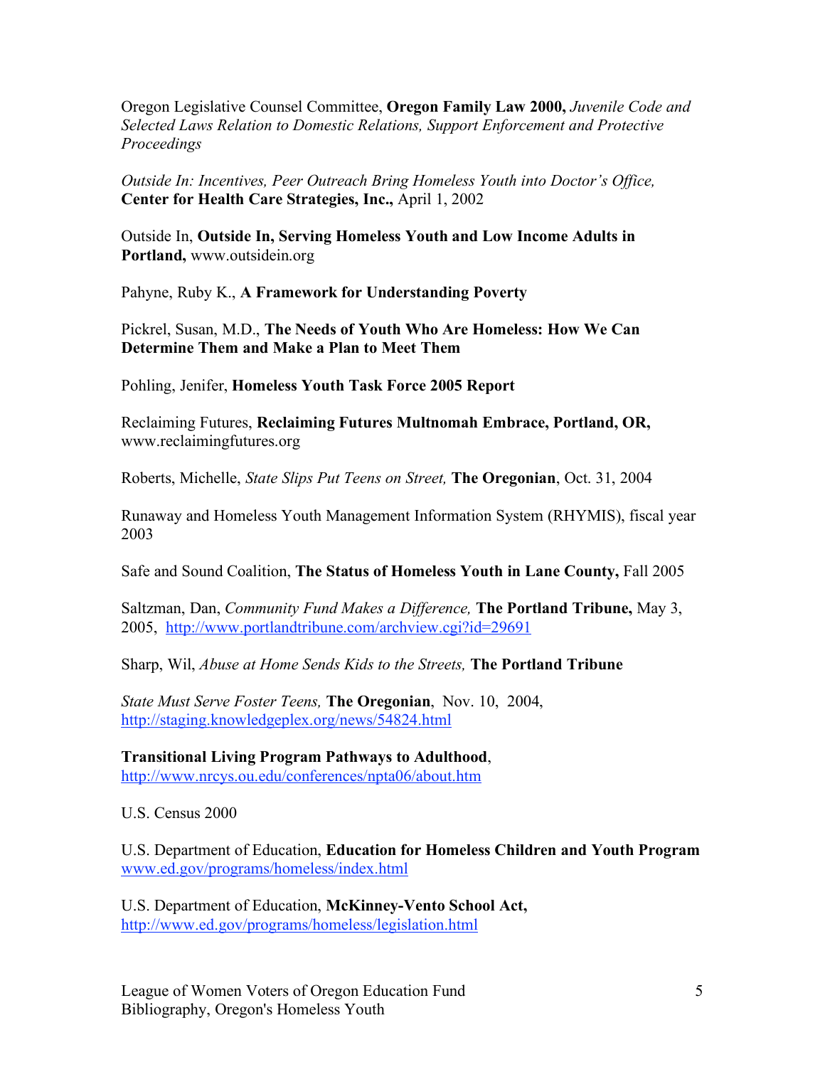Oregon Legislative Counsel Committee, **Oregon Family Law 2000,** *Juvenile Code and Selected Laws Relation to Domestic Relations, Support Enforcement and Protective Proceedings*

*Outside In: Incentives, Peer Outreach Bring Homeless Youth into Doctor's Office,* **Center for Health Care Strategies, Inc.,** April 1, 2002

Outside In, **Outside In, Serving Homeless Youth and Low Income Adults in Portland,** www.outsidein.org

Pahyne, Ruby K., **A Framework for Understanding Poverty**

Pickrel, Susan, M.D., **The Needs of Youth Who Are Homeless: How We Can Determine Them and Make a Plan to Meet Them**

Pohling, Jenifer, **Homeless Youth Task Force 2005 Report**

Reclaiming Futures, **Reclaiming Futures Multnomah Embrace, Portland, OR,** www.reclaimingfutures.org

Roberts, Michelle, *State Slips Put Teens on Street,* **The Oregonian**, Oct. 31, 2004

Runaway and Homeless Youth Management Information System (RHYMIS), fiscal year 2003

Safe and Sound Coalition, **The Status of Homeless Youth in Lane County,** Fall 2005

Saltzman, Dan, *Community Fund Makes a Difference,* **The Portland Tribune,** May 3, 2005, http://www.portlandtribune.com/archview.cgi?id=29691

Sharp, Wil, *Abuse at Home Sends Kids to the Streets,* **The Portland Tribune**

*State Must Serve Foster Teens,* **The Oregonian**, Nov. 10, 2004, http://staging.knowledgeplex.org/news/54824.html

**Transitional Living Program Pathways to Adulthood**, http://www.nrcys.ou.edu/conferences/npta06/about.htm

U.S. Census 2000

U.S. Department of Education, **Education for Homeless Children and Youth Program** www.ed.gov/programs/homeless/index.html

U.S. Department of Education, **McKinney-Vento School Act,** http://www.ed.gov/programs/homeless/legislation.html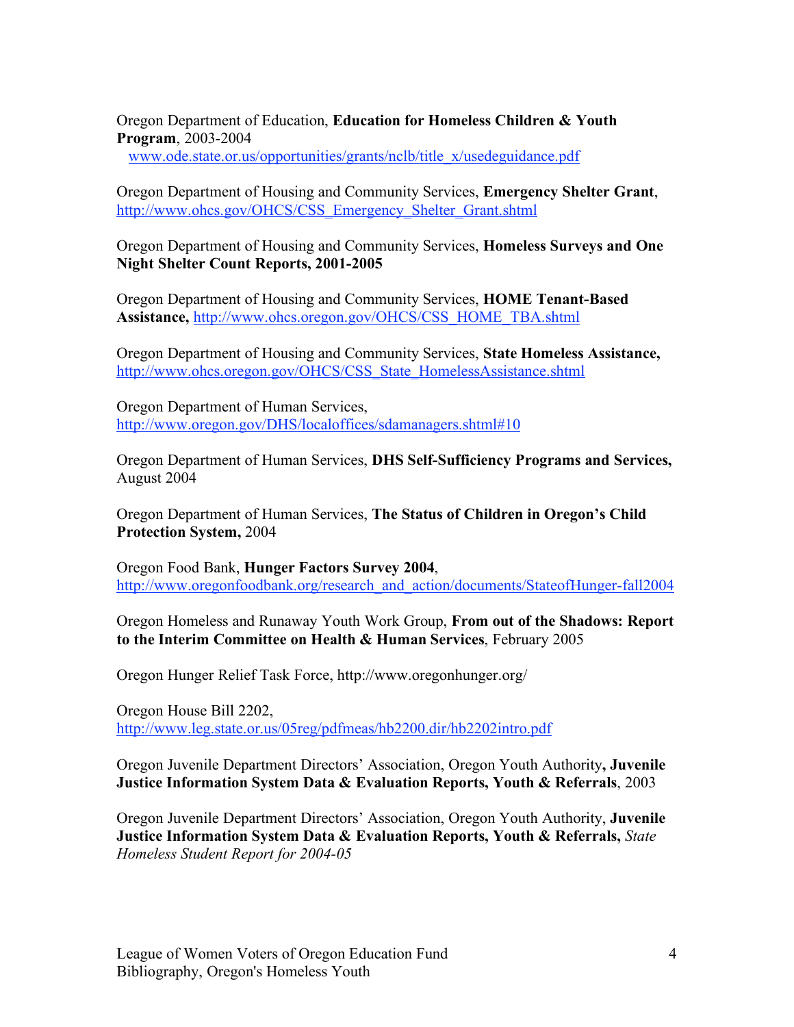Oregon Department of Education, **Education for Homeless Children & Youth Program**, 2003-2004
www.ode.state.or.us/opportunities/grants/nclb/title_x/usedeguidance.pdf

Oregon Department of Housing and Community Services, **Emergency Shelter Grant**, http://www.ohcs.gov/OHCS/CSS_Emergency_Shelter_Grant.shtml

Oregon Department of Housing and Community Services, **Homeless Surveys and One Night Shelter Count Reports, 2001-2005**

Oregon Department of Housing and Community Services, **HOME Tenant-Based Assistance,** http://www.ohcs.oregon.gov/OHCS/CSS_HOME_TBA.shtml

Oregon Department of Housing and Community Services, **State Homeless Assistance,** http://www.ohcs.oregon.gov/OHCS/CSS_State_HomelessAssistance.shtml

Oregon Department of Human Services,
http://www.oregon.gov/DHS/localoffices/sdamanagers.shtml#10

Oregon Department of Human Services, **DHS Self-Sufficiency Programs and Services,** August 2004

Oregon Department of Human Services, **The Status of Children in Oregon's Child Protection System,** 2004

Oregon Food Bank, **Hunger Factors Survey 2004**,
http://www.oregonfoodbank.org/research_and_action/documents/StateofHunger-fall2004

Oregon Homeless and Runaway Youth Work Group, **From out of the Shadows: Report to the Interim Committee on Health & Human Services**, February 2005

Oregon Hunger Relief Task Force, http://www.oregonhunger.org/

Oregon House Bill 2202,
http://www.leg.state.or.us/05reg/pdfmeas/hb2200.dir/hb2202intro.pdf

Oregon Juvenile Department Directors' Association, Oregon Youth Authority**, Juvenile Justice Information System Data & Evaluation Reports, Youth & Referrals**, 2003

Oregon Juvenile Department Directors' Association, Oregon Youth Authority, **Juvenile Justice Information System Data & Evaluation Reports, Youth & Referrals,** *State Homeless Student Report for 2004-05*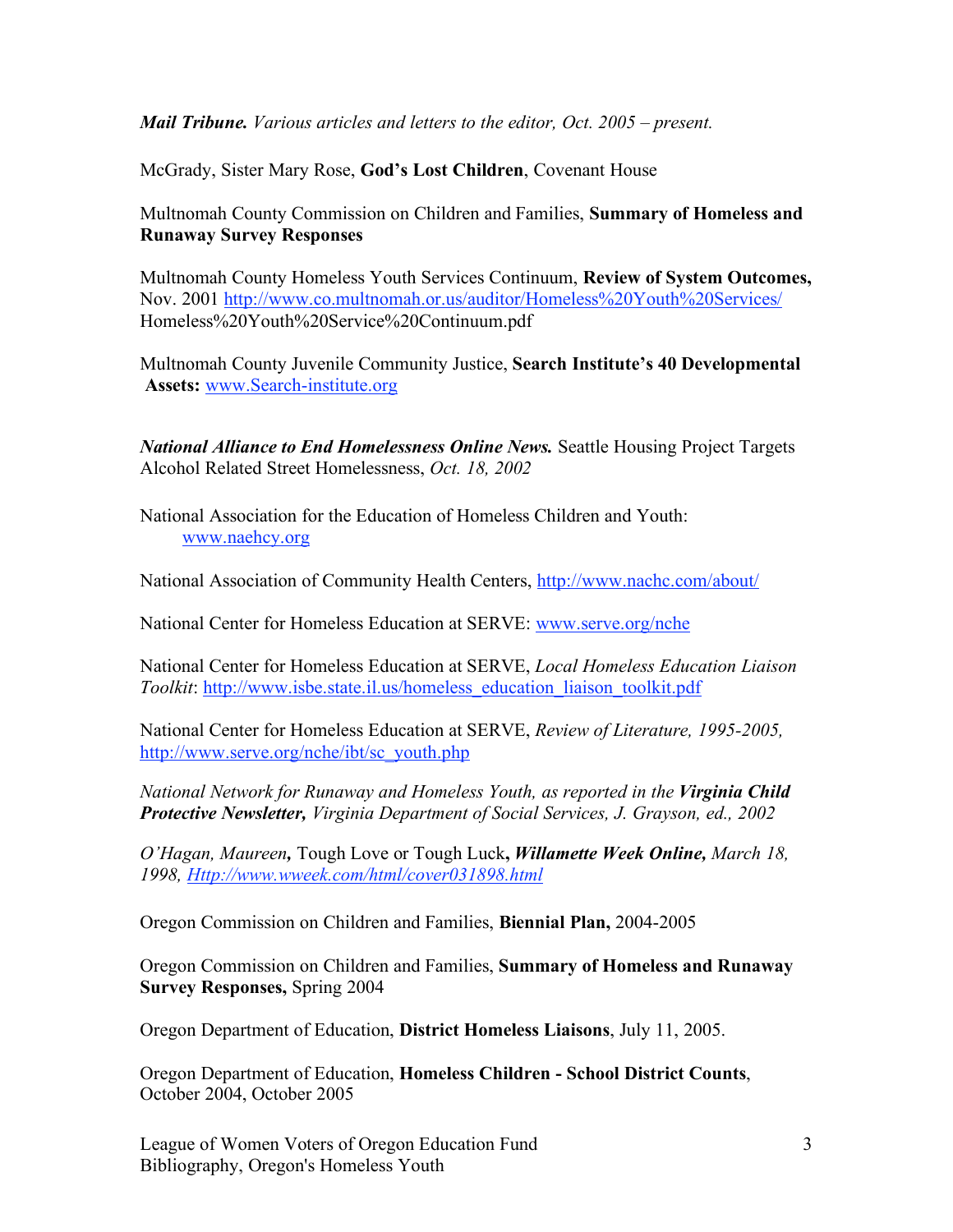***Mail Tribune.*** *Various articles and letters to the editor, Oct. 2005 – present.*

McGrady, Sister Mary Rose, **God's Lost Children**, Covenant House

Multnomah County Commission on Children and Families, **Summary of Homeless and Runaway Survey Responses**

Multnomah County Homeless Youth Services Continuum, **Review of System Outcomes,** Nov. 2001 http://www.co.multnomah.or.us/auditor/Homeless%20Youth%20Services/Homeless%20Youth%20Service%20Continuum.pdf

Multnomah County Juvenile Community Justice, **Search Institute's 40 Developmental Assets:** www.Search-institute.org

***National Alliance to End Homelessness Online News.*** Seattle Housing Project Targets Alcohol Related Street Homelessness, *Oct. 18, 2002*

National Association for the Education of Homeless Children and Youth: www.naehcy.org

National Association of Community Health Centers, http://www.nachc.com/about/

National Center for Homeless Education at SERVE: www.serve.org/nche

National Center for Homeless Education at SERVE, *Local Homeless Education Liaison Toolkit*: http://www.isbe.state.il.us/homeless_education_liaison_toolkit.pdf

National Center for Homeless Education at SERVE, *Review of Literature, 1995-2005,* http://www.serve.org/nche/ibt/sc_youth.php

*National Network for Runaway and Homeless Youth, as reported in the* ***Virginia Child Protective Newsletter,*** *Virginia Department of Social Services, J. Grayson, ed., 2002*

*O'Hagan, Maureen***,** Tough Love or Tough Luck**,** ***Willamette Week Online,*** *March 18, 1998, Http://www.wweek.com/html/cover031898.html*

Oregon Commission on Children and Families, **Biennial Plan,** 2004-2005

Oregon Commission on Children and Families, **Summary of Homeless and Runaway Survey Responses,** Spring 2004

Oregon Department of Education, **District Homeless Liaisons**, July 11, 2005.

Oregon Department of Education, **Homeless Children - School District Counts**, October 2004, October 2005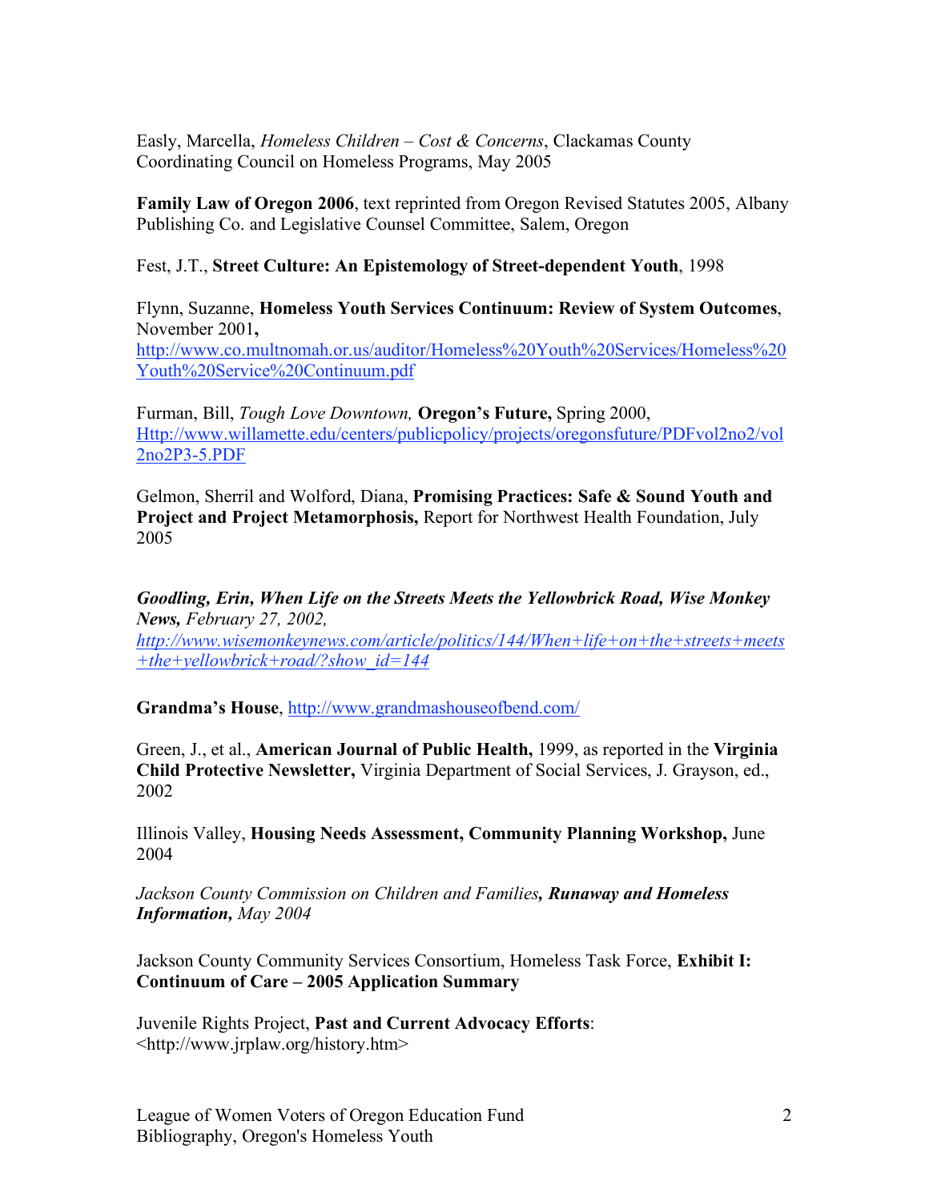Easly, Marcella, *Homeless Children – Cost & Concerns*, Clackamas County Coordinating Council on Homeless Programs, May 2005

**Family Law of Oregon 2006**, text reprinted from Oregon Revised Statutes 2005, Albany Publishing Co. and Legislative Counsel Committee, Salem, Oregon

Fest, J.T., **Street Culture: An Epistemology of Street-dependent Youth**, 1998

Flynn, Suzanne, **Homeless Youth Services Continuum: Review of System Outcomes**, November 2001**,** http://www.co.multnomah.or.us/auditor/Homeless%20Youth%20Services/Homeless%20Youth%20Service%20Continuum.pdf

Furman, Bill, *Tough Love Downtown,* **Oregon's Future,** Spring 2000, Http://www.willamette.edu/centers/publicpolicy/projects/oregonsfuture/PDFvol2no2/vol2no2P3-5.PDF

Gelmon, Sherril and Wolford, Diana, **Promising Practices: Safe & Sound Youth and Project and Project Metamorphosis,** Report for Northwest Health Foundation, July 2005

***Goodling, Erin, When Life on the Streets Meets the Yellowbrick Road, Wise Monkey News,*** *February 27, 2002, http://www.wisemonkeynews.com/article/politics/144/When+life+on+the+streets+meets+the+yellowbrick+road/?show_id=144*

**Grandma's House**, http://www.grandmashouseofbend.com/

Green, J., et al., **American Journal of Public Health,** 1999, as reported in the **Virginia Child Protective Newsletter,** Virginia Department of Social Services, J. Grayson, ed., 2002

Illinois Valley, **Housing Needs Assessment, Community Planning Workshop,** June 2004

*Jackson County Commission on Children and Families**, Runaway and Homeless Information,** May 2004*

Jackson County Community Services Consortium, Homeless Task Force, **Exhibit I: Continuum of Care – 2005 Application Summary**

Juvenile Rights Project, **Past and Current Advocacy Efforts**: <http://www.jrplaw.org/history.htm>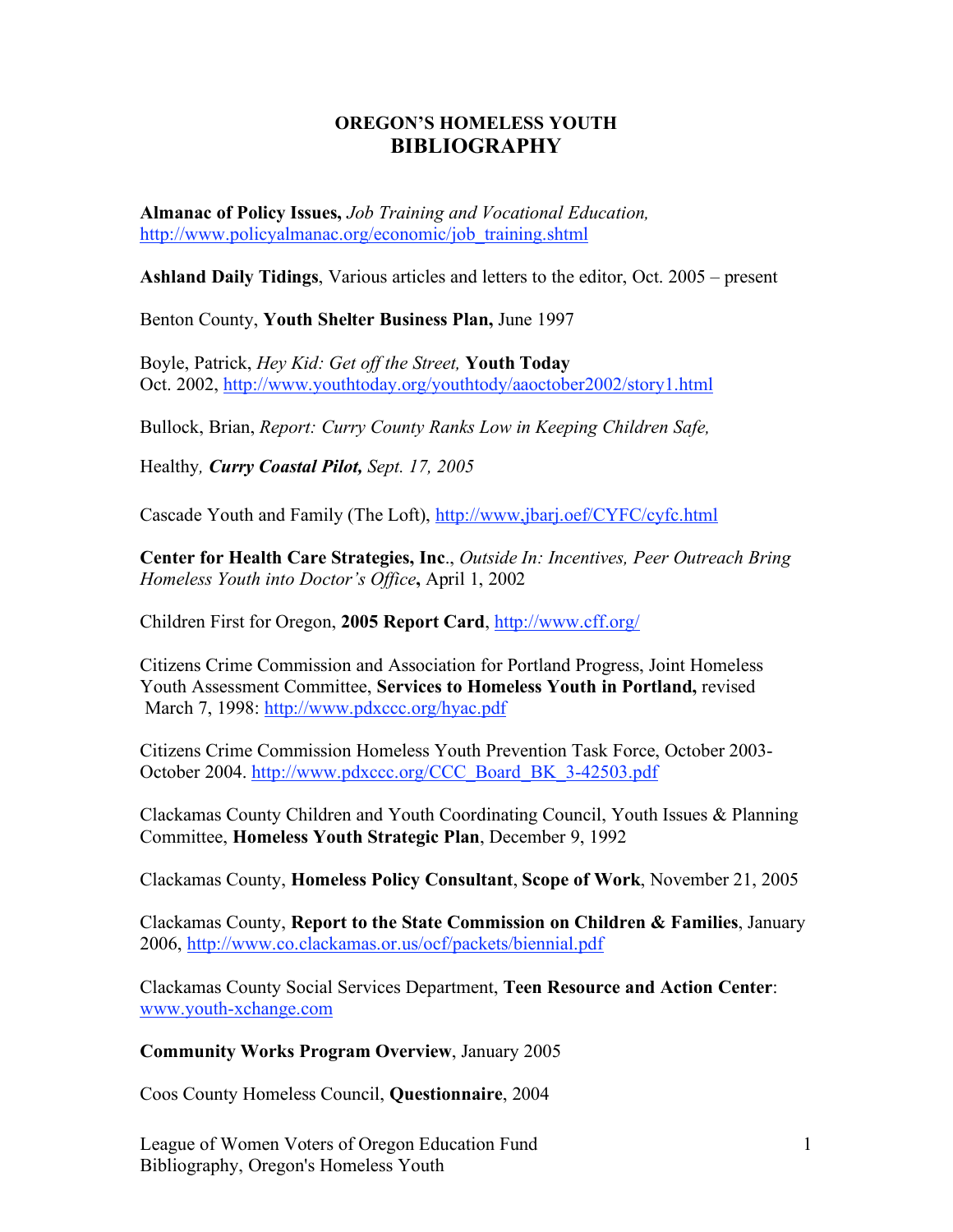# OREGON'S HOMELESS YOUTH
# BIBLIOGRAPHY

**Almanac of Policy Issues,** *Job Training and Vocational Education,* http://www.policyalmanac.org/economic/job_training.shtml

**Ashland Daily Tidings**, Various articles and letters to the editor, Oct. 2005 – present

Benton County, **Youth Shelter Business Plan,** June 1997

Boyle, Patrick, *Hey Kid: Get off the Street,* **Youth Today** Oct. 2002, http://www.youthtoday.org/youthtody/aaoctober2002/story1.html

Bullock, Brian, *Report: Curry County Ranks Low in Keeping Children Safe,*

Healthy*, **Curry Coastal Pilot,** Sept. 17, 2005*

Cascade Youth and Family (The Loft), http://www.jbarj.oef/CYFC/cyfc.html

**Center for Health Care Strategies, Inc**., *Outside In: Incentives, Peer Outreach Bring Homeless Youth into Doctor's Office***,** April 1, 2002

Children First for Oregon, **2005 Report Card**, http://www.cff.org/

Citizens Crime Commission and Association for Portland Progress, Joint Homeless Youth Assessment Committee, **Services to Homeless Youth in Portland,** revised March 7, 1998: http://www.pdxccc.org/hyac.pdf

Citizens Crime Commission Homeless Youth Prevention Task Force, October 2003-October 2004. http://www.pdxccc.org/CCC_Board_BK_3-42503.pdf

Clackamas County Children and Youth Coordinating Council, Youth Issues & Planning Committee, **Homeless Youth Strategic Plan**, December 9, 1992

Clackamas County, **Homeless Policy Consultant**, **Scope of Work**, November 21, 2005

Clackamas County, **Report to the State Commission on Children & Families**, January 2006, http://www.co.clackamas.or.us/ocf/packets/biennial.pdf

Clackamas County Social Services Department, **Teen Resource and Action Center**: www.youth-xchange.com

**Community Works Program Overview**, January 2005

Coos County Homeless Council, **Questionnaire**, 2004